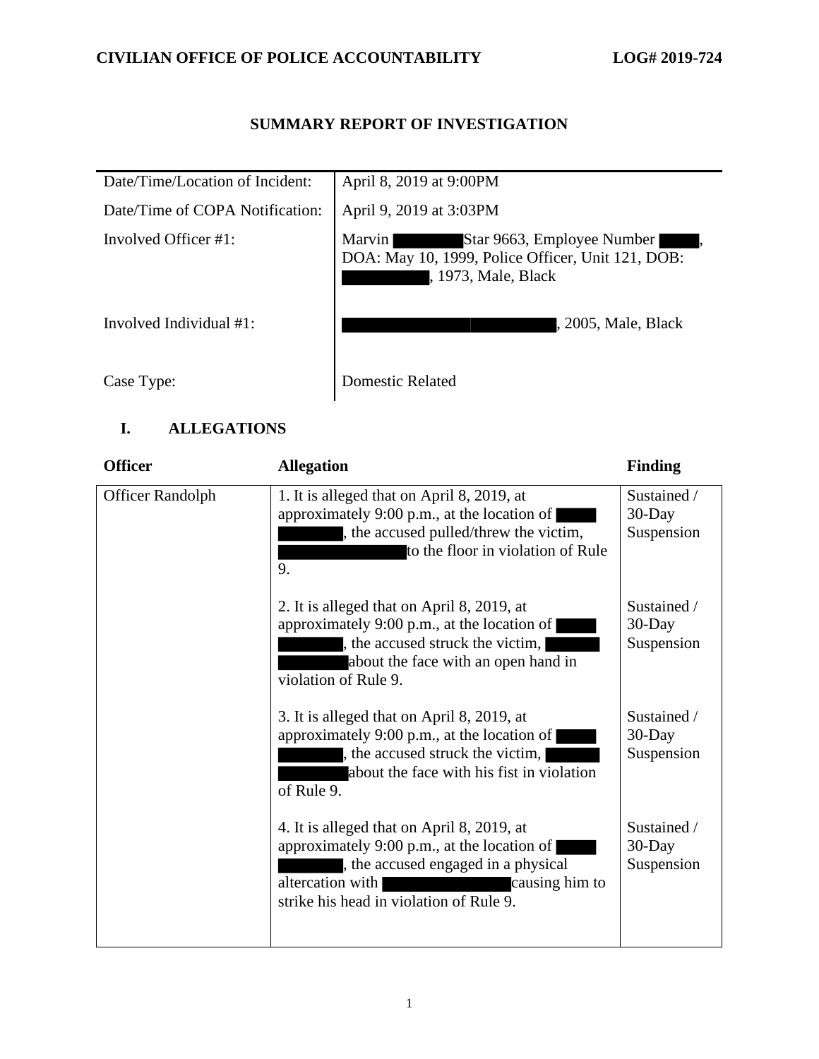CIVILIAN OFFICE OF POLICE ACCOUNTABILITY LOG# 2019-724

# SUMMARY REPORT OF INVESTIGATION

| | |
|---|---|
| Date/Time/Location of Incident: | April 8, 2019 at 9:00PM |
| Date/Time of COPA Notification: | April 9, 2019 at 3:03PM |
| Involved Officer #1: | Marvin ████ Star 9663, Employee Number ████, DOA: May 10, 1999, Police Officer, Unit 121, DOB: ████, 1973, Male, Black |
| Involved Individual #1: | ████████, 2005, Male, Black |
| Case Type: | Domestic Related |

## I. ALLEGATIONS

| Officer | Allegation | Finding |
|---|---|---|
| Officer Randolph | 1. It is alleged that on April 8, 2019, at approximately 9:00 p.m., at the location of ████ ████, the accused pulled/threw the victim, ████████ to the floor in violation of Rule 9. | Sustained / 30-Day Suspension |
| | 2. It is alleged that on April 8, 2019, at approximately 9:00 p.m., at the location of ████ ████, the accused struck the victim, ████ ████ about the face with an open hand in violation of Rule 9. | Sustained / 30-Day Suspension |
| | 3. It is alleged that on April 8, 2019, at approximately 9:00 p.m., at the location of ████ ████, the accused struck the victim, ████ ████ about the face with his fist in violation of Rule 9. | Sustained / 30-Day Suspension |
| | 4. It is alleged that on April 8, 2019, at approximately 9:00 p.m., at the location of ████ ████, the accused engaged in a physical altercation with ████████ causing him to strike his head in violation of Rule 9. | Sustained / 30-Day Suspension |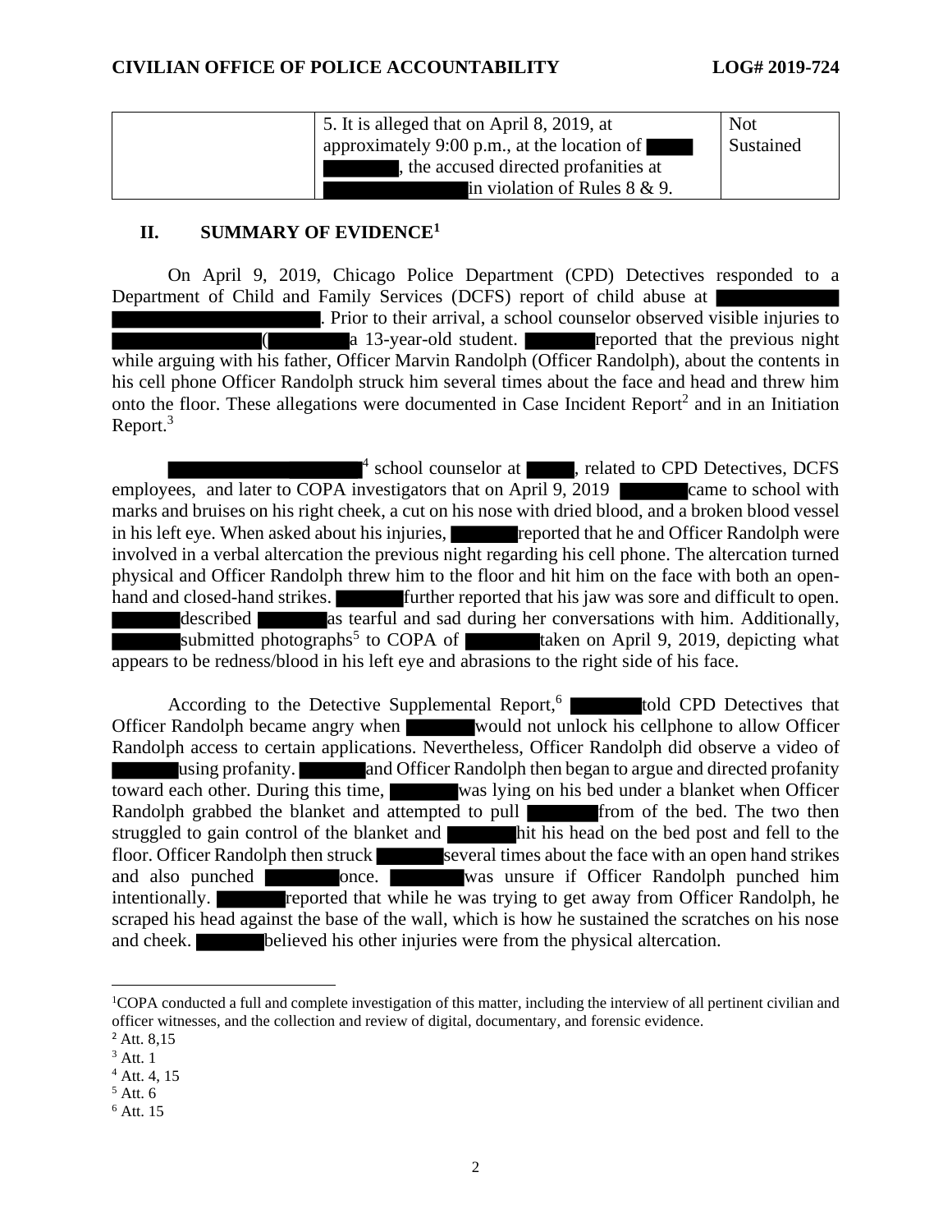| | 5. It is alleged that on April 8, 2019, at approximately 9:00 p.m., at the location of ████ ██████, the accused directed profanities at ██████████████ in violation of Rules 8 & 9. | Not Sustained |
|---|---|---|

## II. SUMMARY OF EVIDENCE[1]

On April 9, 2019, Chicago Police Department (CPD) Detectives responded to a Department of Child and Family Services (DCFS) report of child abuse at ████████████████████████████████. Prior to their arrival, a school counselor observed visible injuries to ██████████████ (████████ a 13-year-old student. ██████ reported that the previous night while arguing with his father, Officer Marvin Randolph (Officer Randolph), about the contents in his cell phone Officer Randolph struck him several times about the face and head and threw him onto the floor. These allegations were documented in Case Incident Report[2] and in an Initiation Report.[3]

████████████████████[4] school counselor at █████, related to CPD Detectives, DCFS employees, and later to COPA investigators that on April 9, 2019 ██████ came to school with marks and bruises on his right cheek, a cut on his nose with dried blood, and a broken blood vessel in his left eye. When asked about his injuries, ██████ reported that he and Officer Randolph were involved in a verbal altercation the previous night regarding his cell phone. The altercation turned physical and Officer Randolph threw him to the floor and hit him on the face with both an open-hand and closed-hand strikes. ██████ further reported that his jaw was sore and difficult to open. ██████ described ██████ as tearful and sad during her conversations with him. Additionally, ██████ submitted photographs[5] to COPA of ██████ taken on April 9, 2019, depicting what appears to be redness/blood in his left eye and abrasions to the right side of his face.

According to the Detective Supplemental Report,[6] ██████ told CPD Detectives that Officer Randolph became angry when ██████ would not unlock his cellphone to allow Officer Randolph access to certain applications. Nevertheless, Officer Randolph did observe a video of ██████ using profanity. ██████ and Officer Randolph then began to argue and directed profanity toward each other. During this time, ██████ was lying on his bed under a blanket when Officer Randolph grabbed the blanket and attempted to pull ██████ from of the bed. The two then struggled to gain control of the blanket and ██████ hit his head on the bed post and fell to the floor. Officer Randolph then struck ██████ several times about the face with an open hand strikes and also punched ██████ once. ██████ was unsure if Officer Randolph punched him intentionally. ██████ reported that while he was trying to get away from Officer Randolph, he scraped his head against the base of the wall, which is how he sustained the scratches on his nose and cheek. ██████ believed his other injuries were from the physical altercation.

---

[1] COPA conducted a full and complete investigation of this matter, including the interview of all pertinent civilian and officer witnesses, and the collection and review of digital, documentary, and forensic evidence.

[2] Att. 8,15

[3] Att. 1

[4] Att. 4, 15

[5] Att. 6

[6] Att. 15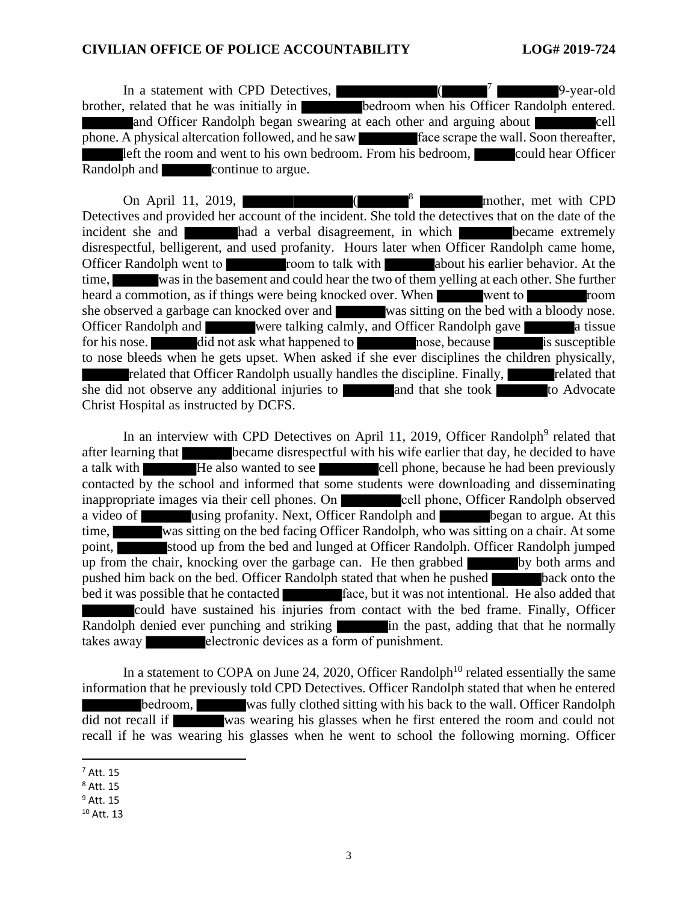In a statement with CPD Detectives, ██████████ (██████)[7] ██████ 9-year-old brother, related that he was initially in ██████ bedroom when his Officer Randolph entered. ██████ and Officer Randolph began swearing at each other and arguing about ██████ cell phone. A physical altercation followed, and he saw ██████ face scrape the wall. Soon thereafter, ████ left the room and went to his own bedroom. From his bedroom, ████ could hear Officer Randolph and ██████ continue to argue.

On April 11, 2019, ██████████ (██████)[8] ██████ mother, met with CPD Detectives and provided her account of the incident. She told the detectives that on the date of the incident she and ██████ had a verbal disagreement, in which ██████ became extremely disrespectful, belligerent, and used profanity. Hours later when Officer Randolph came home, Officer Randolph went to ██████ room to talk with ██████ about his earlier behavior. At the time, ██████ was in the basement and could hear the two of them yelling at each other. She further heard a commotion, as if things were being knocked over. When ██████ went to ██████ room she observed a garbage can knocked over and ██████ was sitting on the bed with a bloody nose. Officer Randolph and ██████ were talking calmly, and Officer Randolph gave ██████ a tissue for his nose. ██████ did not ask what happened to ██████ nose, because ██████ is susceptible to nose bleeds when he gets upset. When asked if she ever disciplines the children physically, ██████ related that Officer Randolph usually handles the discipline. Finally, ██████ related that she did not observe any additional injuries to ██████ and that she took ██████ to Advocate Christ Hospital as instructed by DCFS.

In an interview with CPD Detectives on April 11, 2019, Officer Randolph[9] related that after learning that ██████ became disrespectful with his wife earlier that day, he decided to have a talk with ██████ He also wanted to see ██████ cell phone, because he had been previously contacted by the school and informed that some students were downloading and disseminating inappropriate images via their cell phones. On ██████ cell phone, Officer Randolph observed a video of ██████ using profanity. Next, Officer Randolph and ██████ began to argue. At this time, ██████ was sitting on the bed facing Officer Randolph, who was sitting on a chair. At some point, ██████ stood up from the bed and lunged at Officer Randolph. Officer Randolph jumped up from the chair, knocking over the garbage can. He then grabbed ██████ by both arms and pushed him back on the bed. Officer Randolph stated that when he pushed ██████ back onto the bed it was possible that he contacted ██████ face, but it was not intentional. He also added that ██████ could have sustained his injuries from contact with the bed frame. Finally, Officer Randolph denied ever punching and striking ██████ in the past, adding that that he normally takes away ██████ electronic devices as a form of punishment.

In a statement to COPA on June 24, 2020, Officer Randolph[10] related essentially the same information that he previously told CPD Detectives. Officer Randolph stated that when he entered ██████ bedroom, ██████ was fully clothed sitting with his back to the wall. Officer Randolph did not recall if ██████ was wearing his glasses when he first entered the room and could not recall if he was wearing his glasses when he went to school the following morning. Officer

---

[7] Att. 15

[8] Att. 15

[9] Att. 15

[10] Att. 13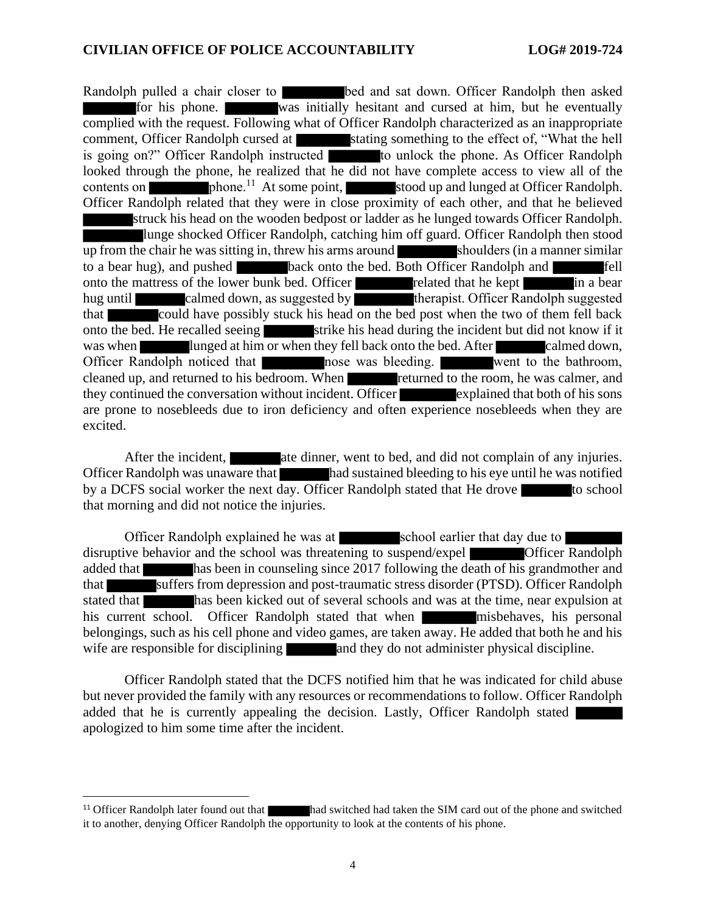Randolph pulled a chair closer to ██████ bed and sat down. Officer Randolph then asked ██████ for his phone. ██████ was initially hesitant and cursed at him, but he eventually complied with the request. Following what of Officer Randolph characterized as an inappropriate comment, Officer Randolph cursed at ██████ stating something to the effect of, "What the hell is going on?" Officer Randolph instructed ██████ to unlock the phone. As Officer Randolph looked through the phone, he realized that he did not have complete access to view all of the contents on ██████ phone.[11] At some point, ██████ stood up and lunged at Officer Randolph. Officer Randolph related that they were in close proximity of each other, and that he believed ██████ struck his head on the wooden bedpost or ladder as he lunged towards Officer Randolph. ██████ lunge shocked Officer Randolph, catching him off guard. Officer Randolph then stood up from the chair he was sitting in, threw his arms around ██████ shoulders (in a manner similar to a bear hug), and pushed ██████ back onto the bed. Both Officer Randolph and ██████ fell onto the mattress of the lower bunk bed. Officer ██████ related that he kept ██████ in a bear hug until ██████ calmed down, as suggested by ██████ therapist. Officer Randolph suggested that ██████ could have possibly stuck his head on the bed post when the two of them fell back onto the bed. He recalled seeing ██████ strike his head during the incident but did not know if it was when ██████ lunged at him or when they fell back onto the bed. After ██████ calmed down, Officer Randolph noticed that ██████ nose was bleeding. ██████ went to the bathroom, cleaned up, and returned to his bedroom. When ██████ returned to the room, he was calmer, and they continued the conversation without incident. Officer ██████ explained that both of his sons are prone to nosebleeds due to iron deficiency and often experience nosebleeds when they are excited.

After the incident, ██████ ate dinner, went to bed, and did not complain of any injuries. Officer Randolph was unaware that ██████ had sustained bleeding to his eye until he was notified by a DCFS social worker the next day. Officer Randolph stated that He drove ██████ to school that morning and did not notice the injuries.

Officer Randolph explained he was at ██████ school earlier that day due to ██████ disruptive behavior and the school was threatening to suspend/expel ██████ Officer Randolph added that ██████ has been in counseling since 2017 following the death of his grandmother and that ██████ suffers from depression and post-traumatic stress disorder (PTSD). Officer Randolph stated that ██████ has been kicked out of several schools and was at the time, near expulsion at his current school. Officer Randolph stated that when ██████ misbehaves, his personal belongings, such as his cell phone and video games, are taken away. He added that both he and his wife are responsible for disciplining ██████ and they do not administer physical discipline.

Officer Randolph stated that the DCFS notified him that he was indicated for child abuse but never provided the family with any resources or recommendations to follow. Officer Randolph added that he is currently appealing the decision. Lastly, Officer Randolph stated ██████ apologized to him some time after the incident.

---

[11] Officer Randolph later found out that ██████ had switched had taken the SIM card out of the phone and switched it to another, denying Officer Randolph the opportunity to look at the contents of his phone.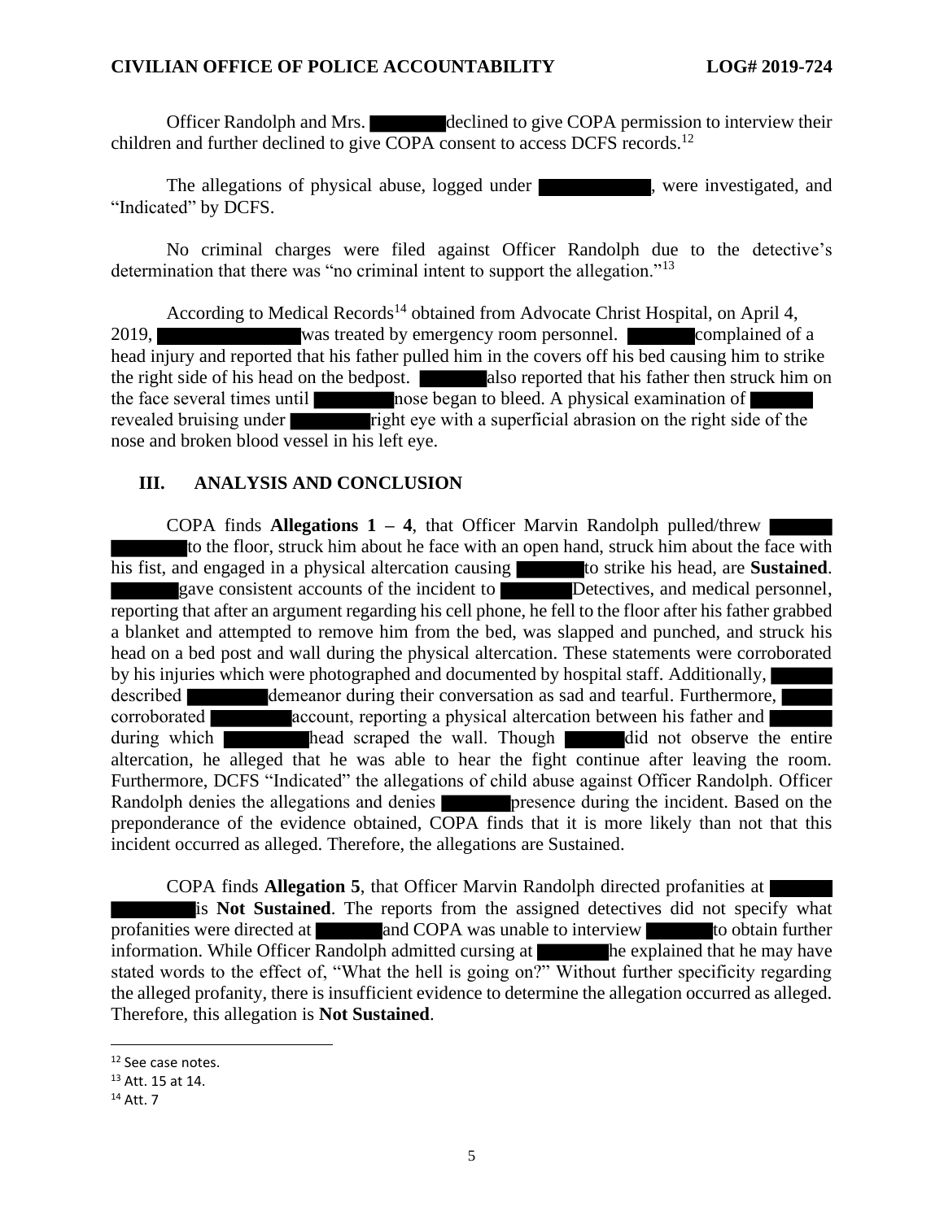Officer Randolph and Mrs. ██████ declined to give COPA permission to interview their children and further declined to give COPA consent to access DCFS records.[12]

The allegations of physical abuse, logged under ██████████, were investigated, and "Indicated" by DCFS.

No criminal charges were filed against Officer Randolph due to the detective's determination that there was "no criminal intent to support the allegation."[13]

According to Medical Records[14] obtained from Advocate Christ Hospital, on April 4, 2019, ██████████████ was treated by emergency room personnel. ██████ complained of a head injury and reported that his father pulled him in the covers off his bed causing him to strike the right side of his head on the bedpost. ██████ also reported that his father then struck him on the face several times until ███████ nose began to bleed. A physical examination of ██████ revealed bruising under ███████ right eye with a superficial abrasion on the right side of the nose and broken blood vessel in his left eye.

## III. ANALYSIS AND CONCLUSION

COPA finds **Allegations 1 – 4**, that Officer Marvin Randolph pulled/threw ██████ ███████ to the floor, struck him about he face with an open hand, struck him about the face with his fist, and engaged in a physical altercation causing ██████ to strike his head, are **Sustained**. ██████ gave consistent accounts of the incident to ██████ Detectives, and medical personnel, reporting that after an argument regarding his cell phone, he fell to the floor after his father grabbed a blanket and attempted to remove him from the bed, was slapped and punched, and struck his head on a bed post and wall during the physical altercation. These statements were corroborated by his injuries which were photographed and documented by hospital staff. Additionally, ██████ described ███████ demeanor during their conversation as sad and tearful. Furthermore, ██████ corroborated ███████ account, reporting a physical altercation between his father and ██████ during which ███████ head scraped the wall. Though ██████ did not observe the entire altercation, he alleged that he was able to hear the fight continue after leaving the room. Furthermore, DCFS "Indicated" the allegations of child abuse against Officer Randolph. Officer Randolph denies the allegations and denies ██████ presence during the incident. Based on the preponderance of the evidence obtained, COPA finds that it is more likely than not that this incident occurred as alleged. Therefore, the allegations are Sustained.

COPA finds **Allegation 5**, that Officer Marvin Randolph directed profanities at ██████ ███████ is **Not Sustained**. The reports from the assigned detectives did not specify what profanities were directed at ██████ and COPA was unable to interview ██████ to obtain further information. While Officer Randolph admitted cursing at ██████ he explained that he may have stated words to the effect of, "What the hell is going on?" Without further specificity regarding the alleged profanity, there is insufficient evidence to determine the allegation occurred as alleged. Therefore, this allegation is **Not Sustained**.

---

[12] See case notes.

[13] Att. 15 at 14.

[14] Att. 7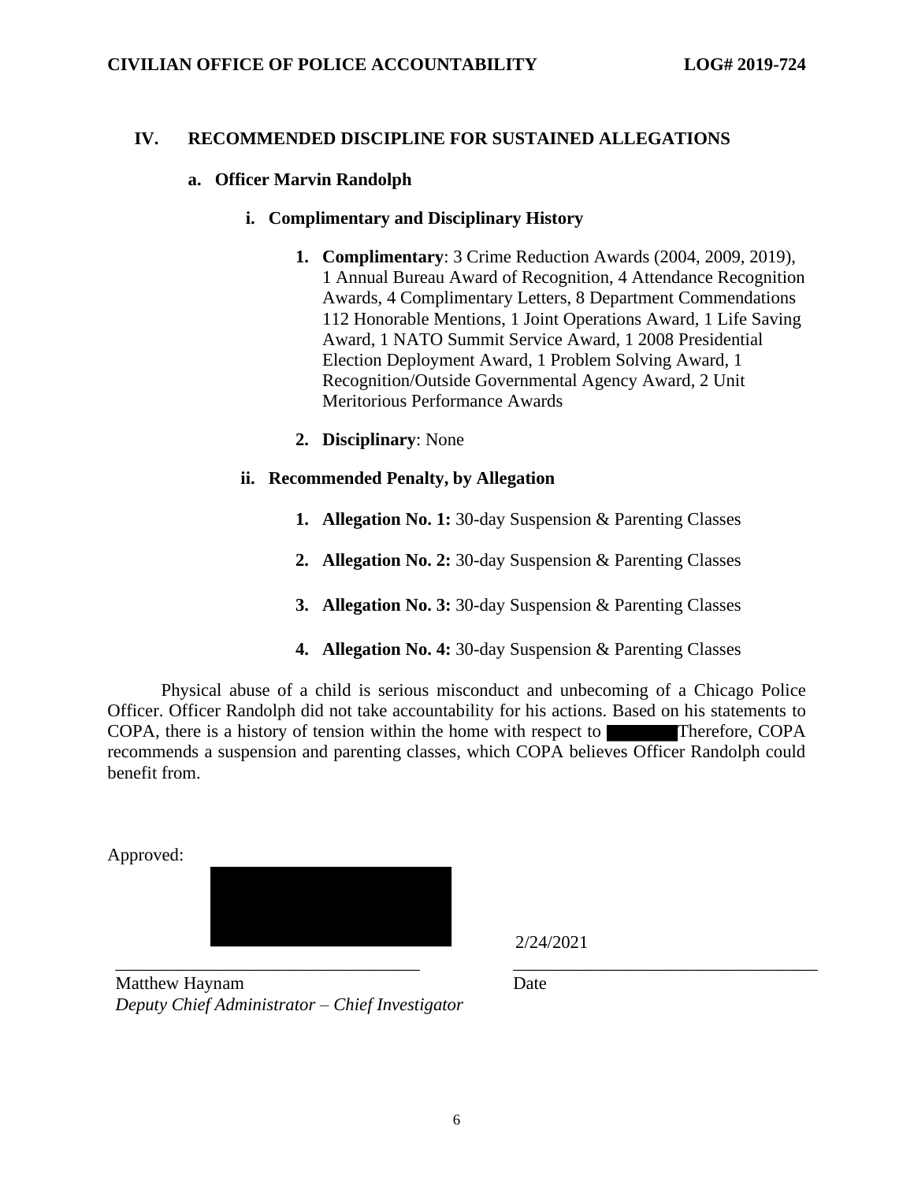## IV. RECOMMENDED DISCIPLINE FOR SUSTAINED ALLEGATIONS

### a. Officer Marvin Randolph

#### i. Complimentary and Disciplinary History

1. **Complimentary**: 3 Crime Reduction Awards (2004, 2009, 2019), 1 Annual Bureau Award of Recognition, 4 Attendance Recognition Awards, 4 Complimentary Letters, 8 Department Commendations 112 Honorable Mentions, 1 Joint Operations Award, 1 Life Saving Award, 1 NATO Summit Service Award, 1 2008 Presidential Election Deployment Award, 1 Problem Solving Award, 1 Recognition/Outside Governmental Agency Award, 2 Unit Meritorious Performance Awards

2. **Disciplinary**: None

#### ii. Recommended Penalty, by Allegation

1. **Allegation No. 1:** 30-day Suspension & Parenting Classes

2. **Allegation No. 2:** 30-day Suspension & Parenting Classes

3. **Allegation No. 3:** 30-day Suspension & Parenting Classes

4. **Allegation No. 4:** 30-day Suspension & Parenting Classes

Physical abuse of a child is serious misconduct and unbecoming of a Chicago Police Officer. Officer Randolph did not take accountability for his actions. Based on his statements to COPA, there is a history of tension within the home with respect to [REDACTED] Therefore, COPA recommends a suspension and parenting classes, which COPA believes Officer Randolph could benefit from.

Approved:

[REDACTED]

2/24/2021

______________________________ ______________________________

Matthew Haynam — Date

*Deputy Chief Administrator – Chief Investigator*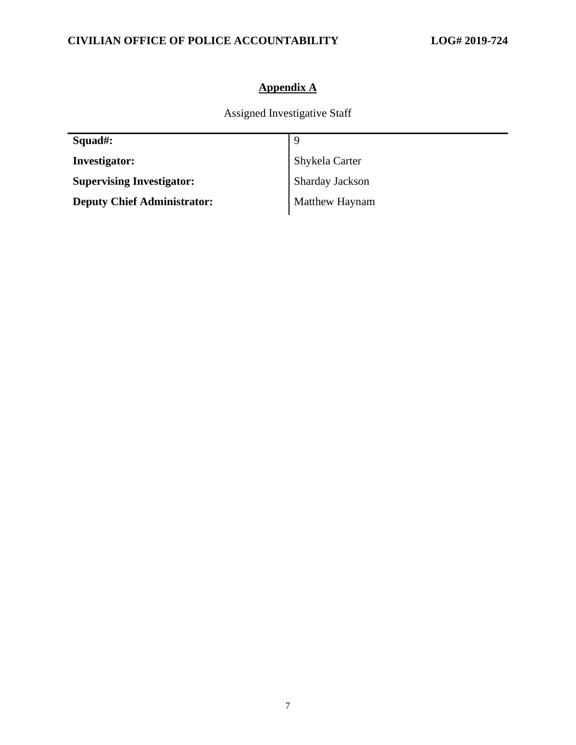## Appendix A

Assigned Investigative Staff

| | |
|---|---|
| **Squad#:** | 9 |
| **Investigator:** | Shykela Carter |
| **Supervising Investigator:** | Sharday Jackson |
| **Deputy Chief Administrator:** | Matthew Haynam |